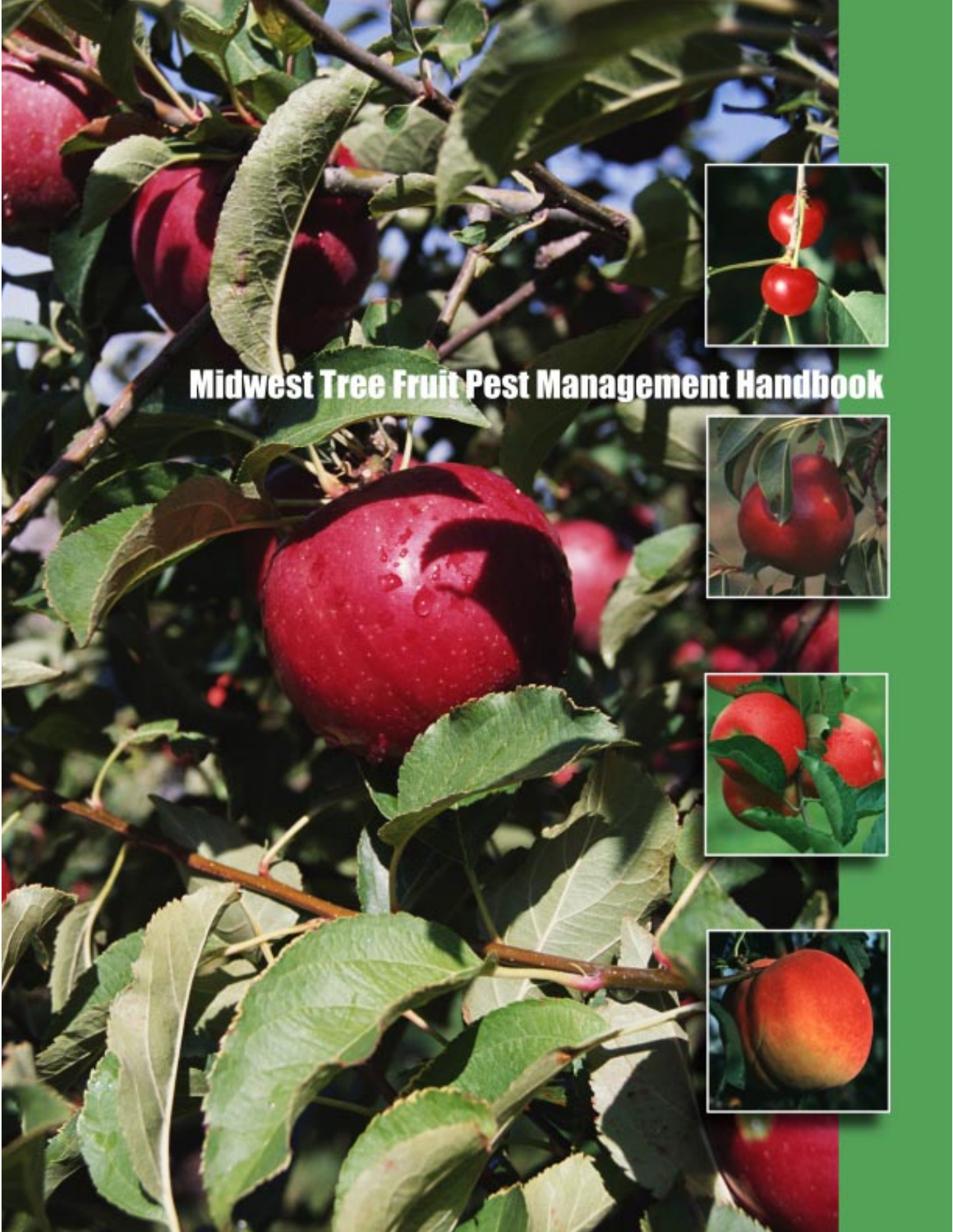# Midwest Tree Fruit Pest Management Handbook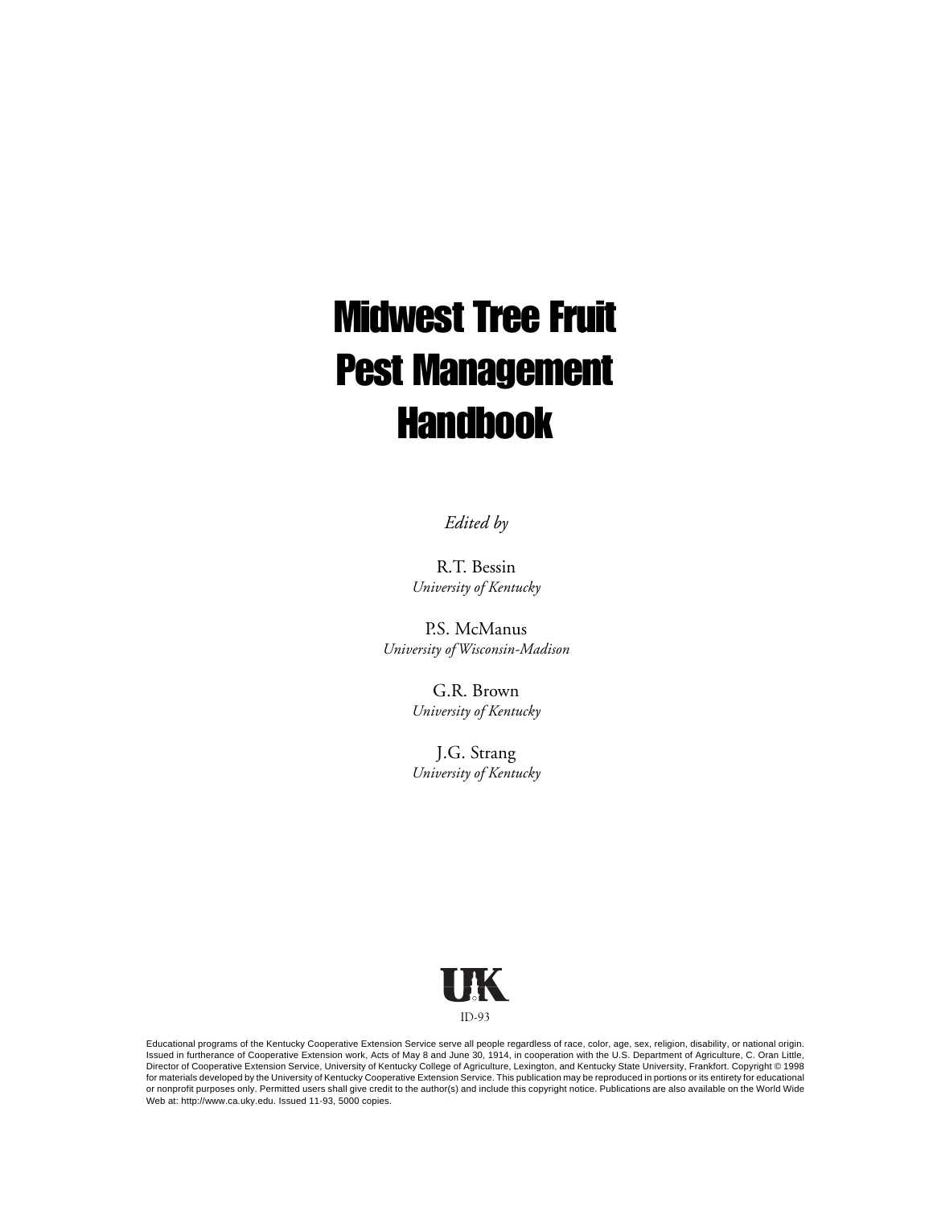# Midwest Tree Fruit Pest Management Handbook

*Edited by*

R.T. Bessin
*University of Kentucky*

P.S. McManus
*University of Wisconsin-Madison*

G.R. Brown
*University of Kentucky*

J.G. Strang
*University of Kentucky*

UK

ID-93

Educational programs of the Kentucky Cooperative Extension Service serve all people regardless of race, color, age, sex, religion, disability, or national origin. Issued in furtherance of Cooperative Extension work, Acts of May 8 and June 30, 1914, in cooperation with the U.S. Department of Agriculture, C. Oran Little, Director of Cooperative Extension Service, University of Kentucky College of Agriculture, Lexington, and Kentucky State University, Frankfort. Copyright © 1998 for materials developed by the University of Kentucky Cooperative Extension Service. This publication may be reproduced in portions or its entirety for educational or nonprofit purposes only. Permitted users shall give credit to the author(s) and include this copyright notice. Publications are also available on the World Wide Web at: http://www.ca.uky.edu. Issued 11-93, 5000 copies.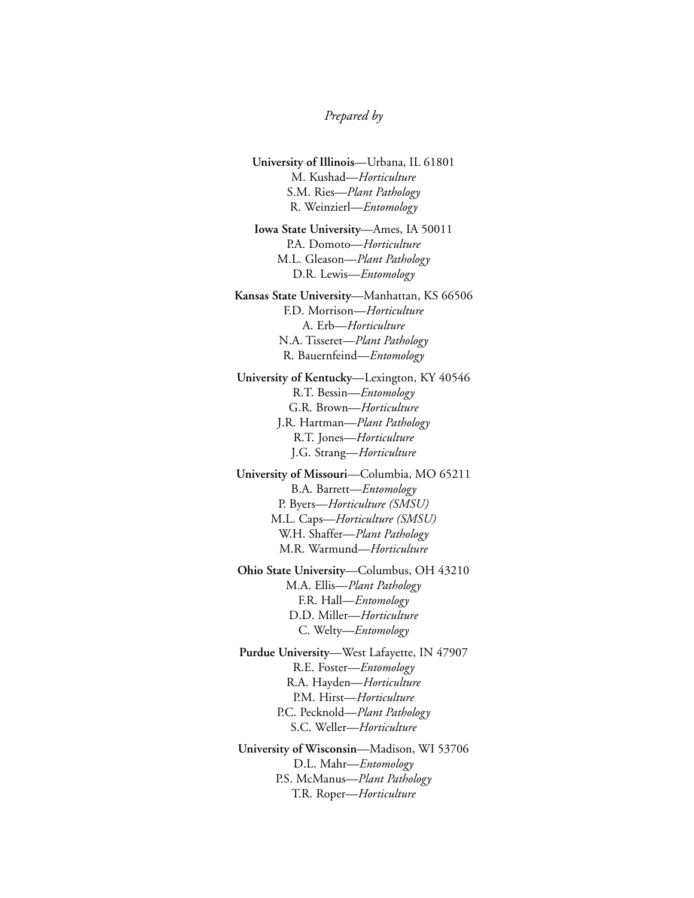*Prepared by*

**University of Illinois**—Urbana, IL 61801
M. Kushad—*Horticulture*
S.M. Ries—*Plant Pathology*
R. Weinzierl—*Entomology*

**Iowa State University**—Ames, IA 50011
P.A. Domoto—*Horticulture*
M.L. Gleason—*Plant Pathology*
D.R. Lewis—*Entomology*

**Kansas State University**—Manhattan, KS 66506
F.D. Morrison—*Horticulture*
A. Erb—*Horticulture*
N.A. Tisseret—*Plant Pathology*
R. Bauernfeind—*Entomology*

**University of Kentucky**—Lexington, KY 40546
R.T. Bessin—*Entomology*
G.R. Brown—*Horticulture*
J.R. Hartman—*Plant Pathology*
R.T. Jones—*Horticulture*
J.G. Strang—*Horticulture*

**University of Missouri**—Columbia, MO 65211
B.A. Barrett—*Entomology*
P. Byers—*Horticulture (SMSU)*
M.L. Caps—*Horticulture (SMSU)*
W.H. Shaffer—*Plant Pathology*
M.R. Warmund—*Horticulture*

**Ohio State University**—Columbus, OH 43210
M.A. Ellis—*Plant Pathology*
F.R. Hall—*Entomology*
D.D. Miller—*Horticulture*
C. Welty—*Entomology*

**Purdue University**—West Lafayette, IN 47907
R.E. Foster—*Entomology*
R.A. Hayden—*Horticulture*
P.M. Hirst—*Horticulture*
P.C. Pecknold—*Plant Pathology*
S.C. Weller—*Horticulture*

**University of Wisconsin**—Madison, WI 53706
D.L. Mahr—*Entomology*
P.S. McManus—*Plant Pathology*
T.R. Roper—*Horticulture*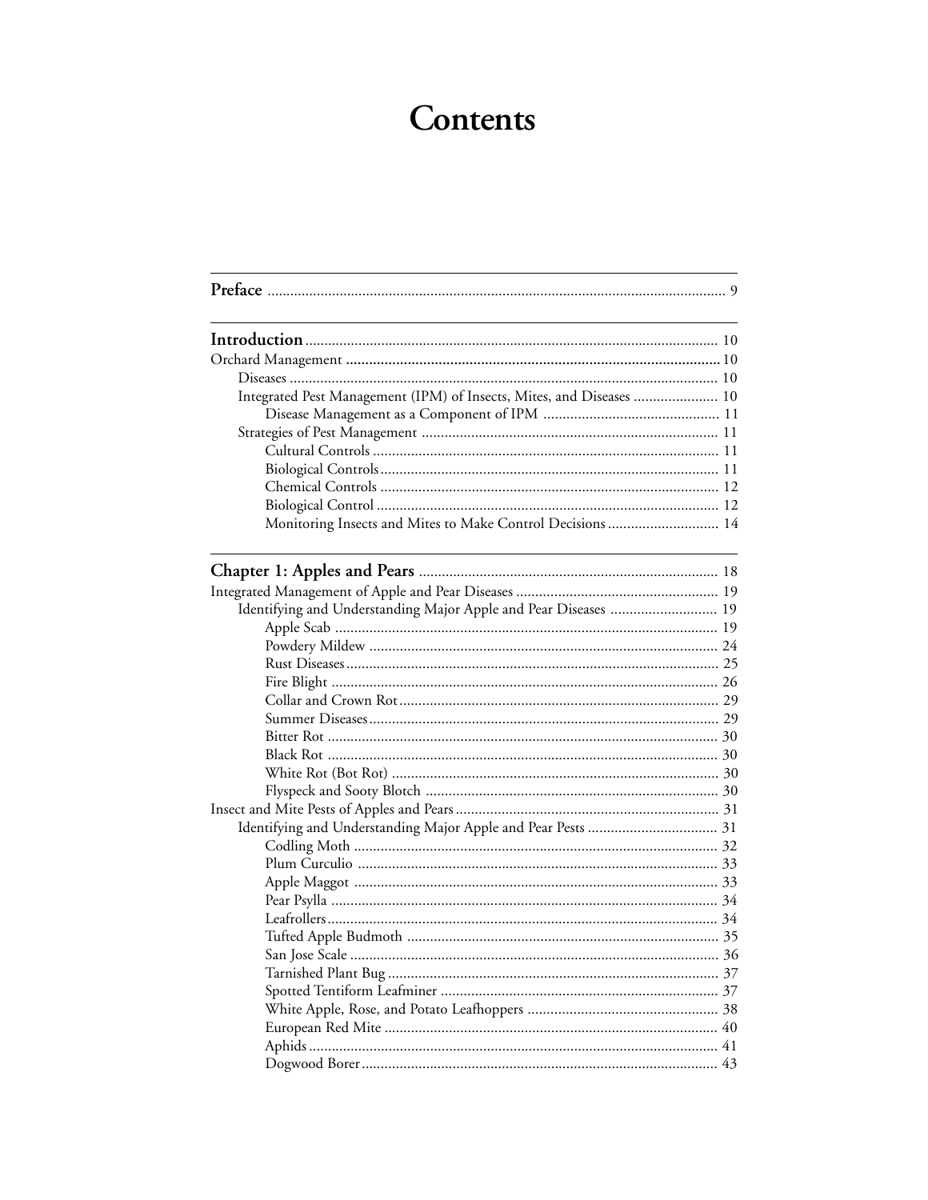# Contents

**Preface** ........................................................................................................ 9

**Introduction** ........................................................................................................ 10

Orchard Management ........................................................................................................ 10

- Diseases ........................................................................................................ 10
- Integrated Pest Management (IPM) of Insects, Mites, and Diseases ........................ 10
  - Disease Management as a Component of IPM ........................................................ 11
- Strategies of Pest Management ........................................................................................................ 11
  - Cultural Controls ........................................................................................................ 11
  - Biological Controls ........................................................................................................ 11
  - Chemical Controls ........................................................................................................ 12
  - Biological Control ........................................................................................................ 12
  - Monitoring Insects and Mites to Make Control Decisions ........................................ 14

**Chapter 1: Apples and Pears** ........................................................................................................ 18

Integrated Management of Apple and Pear Diseases ........................................................ 19

- Identifying and Understanding Major Apple and Pear Diseases ................................ 19
  - Apple Scab ........................................................................................................ 19
  - Powdery Mildew ........................................................................................................ 24
  - Rust Diseases ........................................................................................................ 25
  - Fire Blight ........................................................................................................ 26
  - Collar and Crown Rot ........................................................................................................ 29
  - Summer Diseases ........................................................................................................ 29
  - Bitter Rot ........................................................................................................ 30
  - Black Rot ........................................................................................................ 30
  - White Rot (Bot Rot) ........................................................................................................ 30
  - Flyspeck and Sooty Blotch ........................................................................................................ 30

Insect and Mite Pests of Apples and Pears ........................................................................................................ 31

- Identifying and Understanding Major Apple and Pear Pests ........................................ 31
  - Codling Moth ........................................................................................................ 32
  - Plum Curculio ........................................................................................................ 33
  - Apple Maggot ........................................................................................................ 33
  - Pear Psylla ........................................................................................................ 34
  - Leafrollers ........................................................................................................ 34
  - Tufted Apple Budmoth ........................................................................................................ 35
  - San Jose Scale ........................................................................................................ 36
  - Tarnished Plant Bug ........................................................................................................ 37
  - Spotted Tentiform Leafminer ........................................................................................................ 37
  - White Apple, Rose, and Potato Leafhoppers ........................................................ 38
  - European Red Mite ........................................................................................................ 40
  - Aphids ........................................................................................................ 41
  - Dogwood Borer ........................................................................................................ 43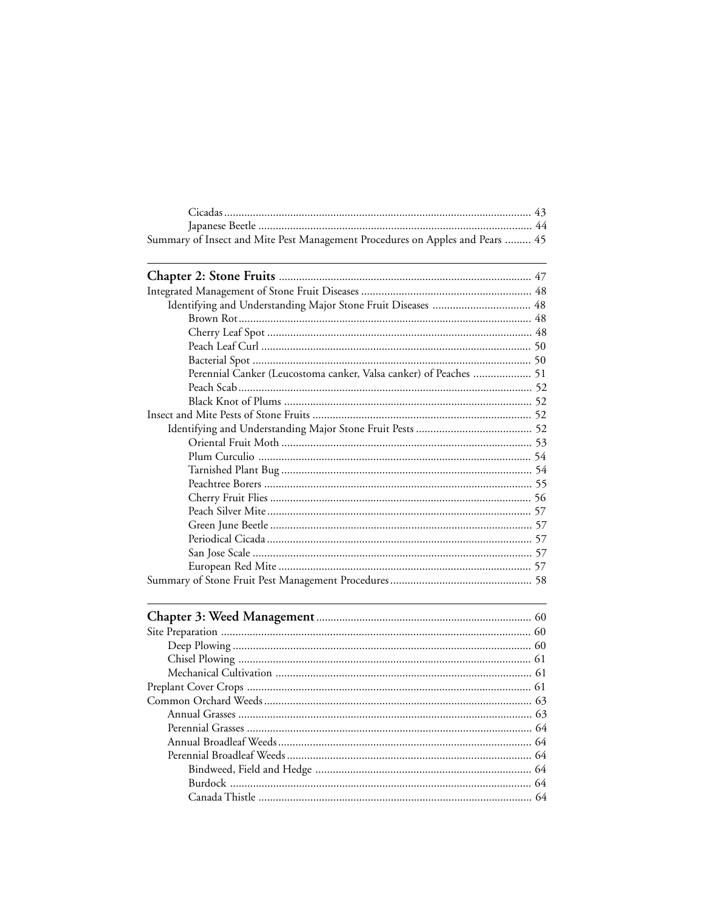Cicadas ........................................................................................................ 43
Japanese Beetle ............................................................................................ 44
Summary of Insect and Mite Pest Management Procedures on Apples and Pears ......... 45

---

**Chapter 2: Stone Fruits** ........................................................................................ 47
Integrated Management of Stone Fruit Diseases ........................................................... 48
Identifying and Understanding Major Stone Fruit Diseases .................................. 48
Brown Rot ..................................................................................................... 48
Cherry Leaf Spot ........................................................................................... 48
Peach Leaf Curl ............................................................................................. 50
Bacterial Spot ................................................................................................ 50
Perennial Canker (Leucostoma canker, Valsa canker) of Peaches .................... 51
Peach Scab ..................................................................................................... 52
Black Knot of Plums ...................................................................................... 52
Insect and Mite Pests of Stone Fruits ............................................................................ 52
Identifying and Understanding Major Stone Fruit Pests ........................................ 52
Oriental Fruit Moth ....................................................................................... 53
Plum Curculio ............................................................................................... 54
Tarnished Plant Bug ....................................................................................... 54
Peachtree Borers ............................................................................................ 55
Cherry Fruit Flies .......................................................................................... 56
Peach Silver Mite ........................................................................................... 57
Green June Beetle .......................................................................................... 57
Periodical Cicada ........................................................................................... 57
San Jose Scale ................................................................................................ 57
European Red Mite ....................................................................................... 57
Summary of Stone Fruit Pest Management Procedures ................................................. 58

---

**Chapter 3: Weed Management** .......................................................................... 60
Site Preparation ........................................................................................................... 60
Deep Plowing ....................................................................................................... 60
Chisel Plowing ..................................................................................................... 61
Mechanical Cultivation ......................................................................................... 61
Preplant Cover Crops .................................................................................................. 61
Common Orchard Weeds ............................................................................................. 63
Annual Grasses ..................................................................................................... 63
Perennial Grasses .................................................................................................. 64
Annual Broadleaf Weeds ....................................................................................... 64
Perennial Broadleaf Weeds .................................................................................... 64
Bindweed, Field and Hedge ........................................................................... 64
Burdock ........................................................................................................ 64
Canada Thistle .............................................................................................. 64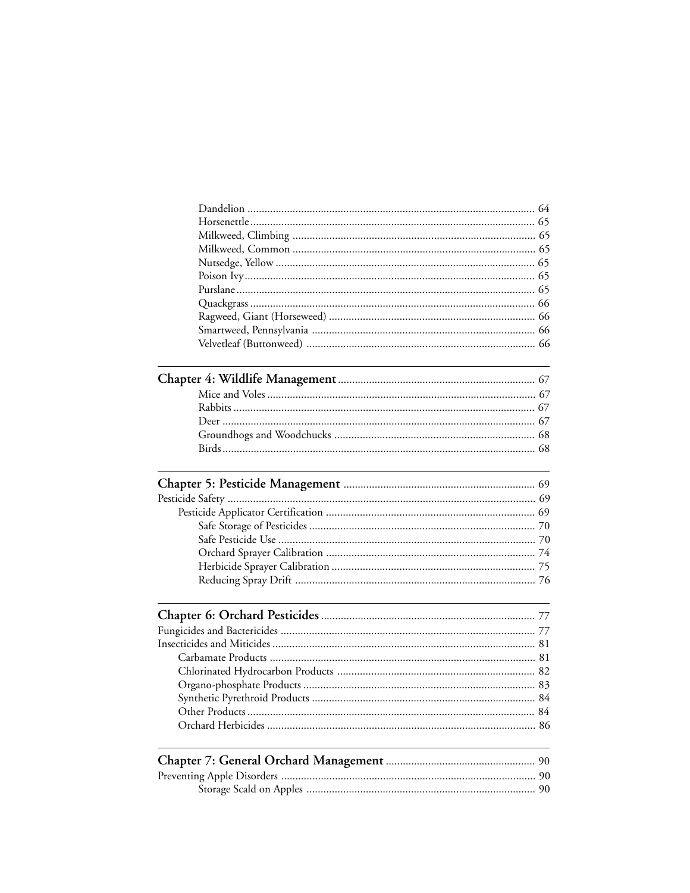Dandelion ..... 64
Horsenettle ..... 65
Milkweed, Climbing ..... 65
Milkweed, Common ..... 65
Nutsedge, Yellow ..... 65
Poison Ivy ..... 65
Purslane ..... 65
Quackgrass ..... 66
Ragweed, Giant (Horseweed) ..... 66
Smartweed, Pennsylvania ..... 66
Velvetleaf (Buttonweed) ..... 66

---

**Chapter 4: Wildlife Management** ..... 67

Mice and Voles ..... 67
Rabbits ..... 67
Deer ..... 67
Groundhogs and Woodchucks ..... 68
Birds ..... 68

---

**Chapter 5: Pesticide Management** ..... 69

Pesticide Safety ..... 69
Pesticide Applicator Certification ..... 69
Safe Storage of Pesticides ..... 70
Safe Pesticide Use ..... 70
Orchard Sprayer Calibration ..... 74
Herbicide Sprayer Calibration ..... 75
Reducing Spray Drift ..... 76

---

**Chapter 6: Orchard Pesticides** ..... 77

Fungicides and Bactericides ..... 77
Insecticides and Miticides ..... 81
Carbamate Products ..... 81
Chlorinated Hydrocarbon Products ..... 82
Organo-phosphate Products ..... 83
Synthetic Pyrethroid Products ..... 84
Other Products ..... 84
Orchard Herbicides ..... 86

---

**Chapter 7: General Orchard Management** ..... 90

Preventing Apple Disorders ..... 90
Storage Scald on Apples ..... 90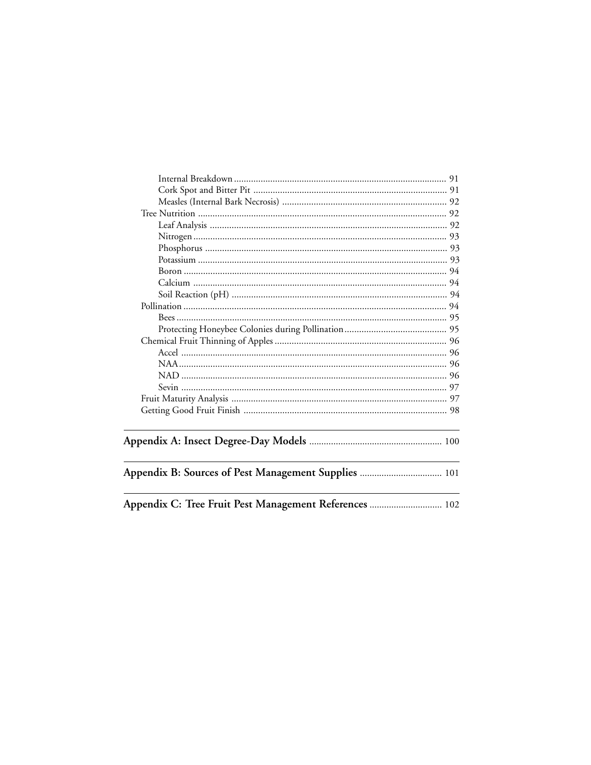- Internal Breakdown ... 91
- Cork Spot and Bitter Pit ... 91
- Measles (Internal Bark Necrosis) ... 92

Tree Nutrition ... 92

- Leaf Analysis ... 92
- Nitrogen ... 93
- Phosphorus ... 93
- Potassium ... 93
- Boron ... 94
- Calcium ... 94
- Soil Reaction (pH) ... 94

Pollination ... 94

- Bees ... 95
- Protecting Honeybee Colonies during Pollination ... 95

Chemical Fruit Thinning of Apples ... 96

- Accel ... 96
- NAA ... 96
- NAD ... 96
- Sevin ... 97

Fruit Maturity Analysis ... 97

Getting Good Fruit Finish ... 98

**Appendix A: Insect Degree-Day Models** ... 100

**Appendix B: Sources of Pest Management Supplies** ... 101

**Appendix C: Tree Fruit Pest Management References** ... 102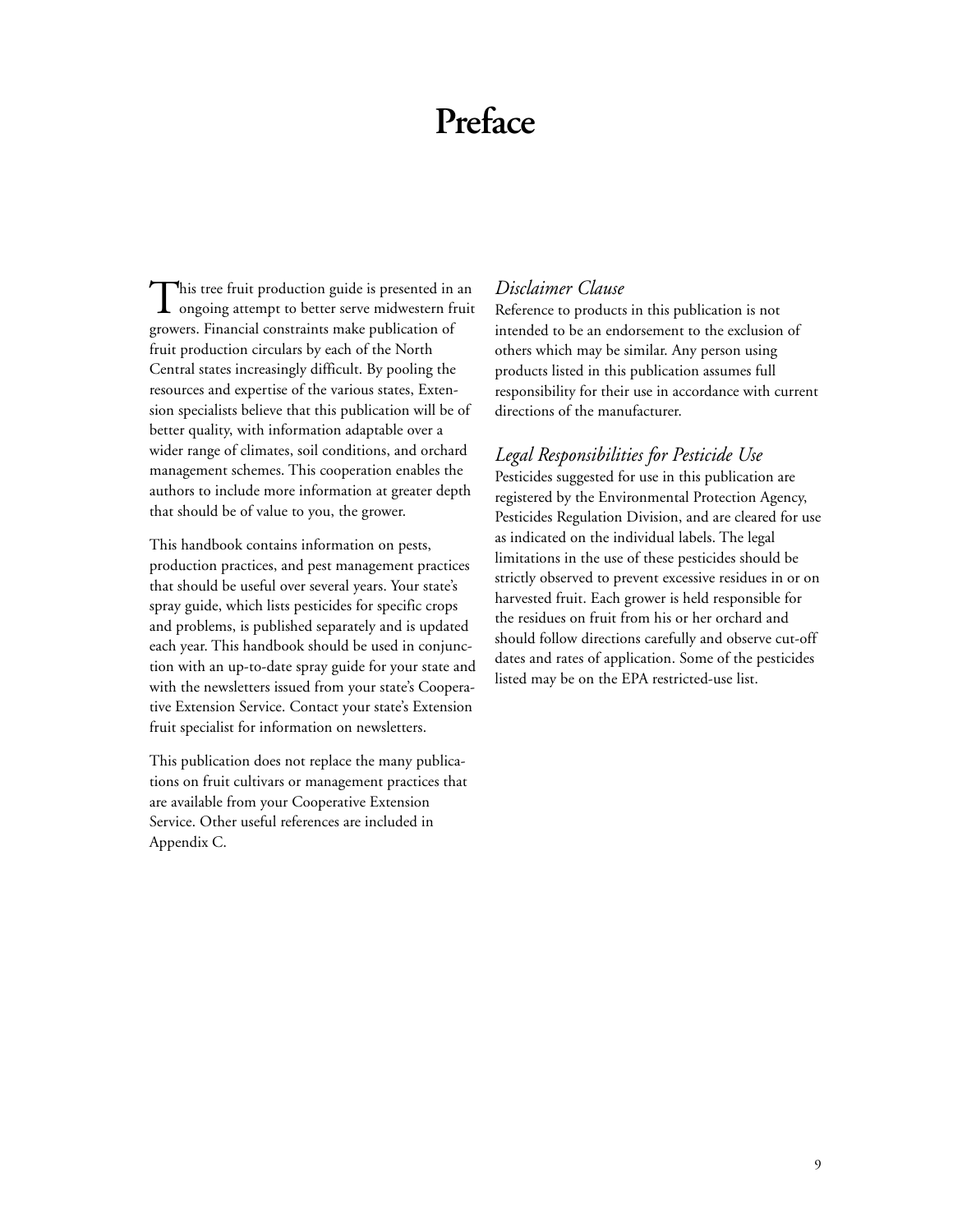# Preface

This tree fruit production guide is presented in an ongoing attempt to better serve midwestern fruit growers. Financial constraints make publication of fruit production circulars by each of the North Central states increasingly difficult. By pooling the resources and expertise of the various states, Extension specialists believe that this publication will be of better quality, with information adaptable over a wider range of climates, soil conditions, and orchard management schemes. This cooperation enables the authors to include more information at greater depth that should be of value to you, the grower.

This handbook contains information on pests, production practices, and pest management practices that should be useful over several years. Your state's spray guide, which lists pesticides for specific crops and problems, is published separately and is updated each year. This handbook should be used in conjunction with an up-to-date spray guide for your state and with the newsletters issued from your state's Cooperative Extension Service. Contact your state's Extension fruit specialist for information on newsletters.

This publication does not replace the many publications on fruit cultivars or management practices that are available from your Cooperative Extension Service. Other useful references are included in Appendix C.

### *Disclaimer Clause*

Reference to products in this publication is not intended to be an endorsement to the exclusion of others which may be similar. Any person using products listed in this publication assumes full responsibility for their use in accordance with current directions of the manufacturer.

### *Legal Responsibilities for Pesticide Use*

Pesticides suggested for use in this publication are registered by the Environmental Protection Agency, Pesticides Regulation Division, and are cleared for use as indicated on the individual labels. The legal limitations in the use of these pesticides should be strictly observed to prevent excessive residues in or on harvested fruit. Each grower is held responsible for the residues on fruit from his or her orchard and should follow directions carefully and observe cut-off dates and rates of application. Some of the pesticides listed may be on the EPA restricted-use list.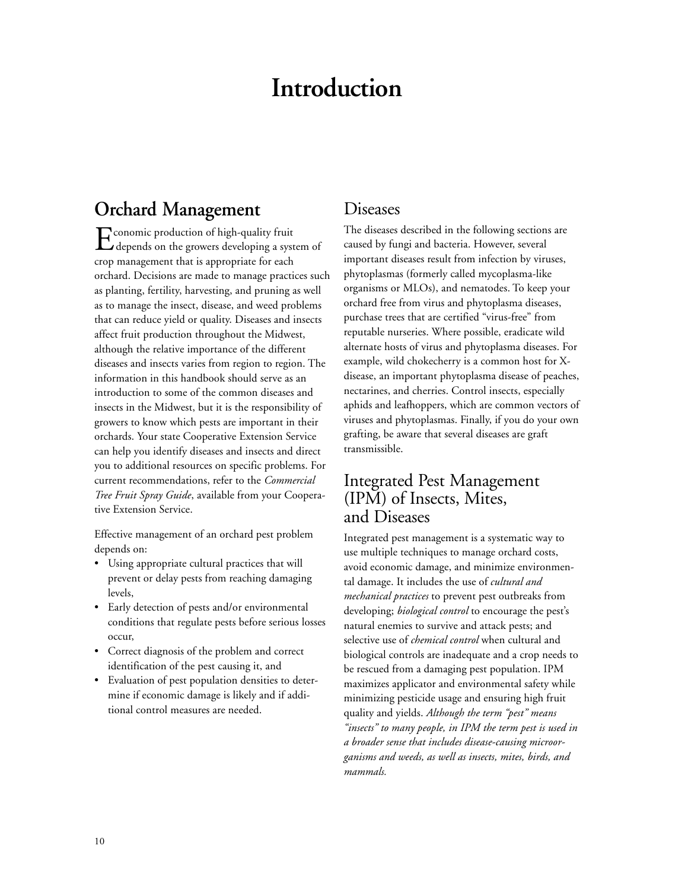# Introduction

## Orchard Management

Economic production of high-quality fruit depends on the growers developing a system of crop management that is appropriate for each orchard. Decisions are made to manage practices such as planting, fertility, harvesting, and pruning as well as to manage the insect, disease, and weed problems that can reduce yield or quality. Diseases and insects affect fruit production throughout the Midwest, although the relative importance of the different diseases and insects varies from region to region. The information in this handbook should serve as an introduction to some of the common diseases and insects in the Midwest, but it is the responsibility of growers to know which pests are important in their orchards. Your state Cooperative Extension Service can help you identify diseases and insects and direct you to additional resources on specific problems. For current recommendations, refer to the *Commercial Tree Fruit Spray Guide*, available from your Cooperative Extension Service.

Effective management of an orchard pest problem depends on:

- Using appropriate cultural practices that will prevent or delay pests from reaching damaging levels,
- Early detection of pests and/or environmental conditions that regulate pests before serious losses occur,
- Correct diagnosis of the problem and correct identification of the pest causing it, and
- Evaluation of pest population densities to determine if economic damage is likely and if additional control measures are needed.

### Diseases

The diseases described in the following sections are caused by fungi and bacteria. However, several important diseases result from infection by viruses, phytoplasmas (formerly called mycoplasma-like organisms or MLOs), and nematodes. To keep your orchard free from virus and phytoplasma diseases, purchase trees that are certified "virus-free" from reputable nurseries. Where possible, eradicate wild alternate hosts of virus and phytoplasma diseases. For example, wild chokecherry is a common host for X-disease, an important phytoplasma disease of peaches, nectarines, and cherries. Control insects, especially aphids and leafhoppers, which are common vectors of viruses and phytoplasmas. Finally, if you do your own grafting, be aware that several diseases are graft transmissible.

### Integrated Pest Management (IPM) of Insects, Mites, and Diseases

Integrated pest management is a systematic way to use multiple techniques to manage orchard costs, avoid economic damage, and minimize environmental damage. It includes the use of *cultural and mechanical practices* to prevent pest outbreaks from developing; *biological control* to encourage the pest's natural enemies to survive and attack pests; and selective use of *chemical control* when cultural and biological controls are inadequate and a crop needs to be rescued from a damaging pest population. IPM maximizes applicator and environmental safety while minimizing pesticide usage and ensuring high fruit quality and yields. *Although the term "pest" means "insects" to many people, in IPM the term pest is used in a broader sense that includes disease-causing microorganisms and weeds, as well as insects, mites, birds, and mammals.*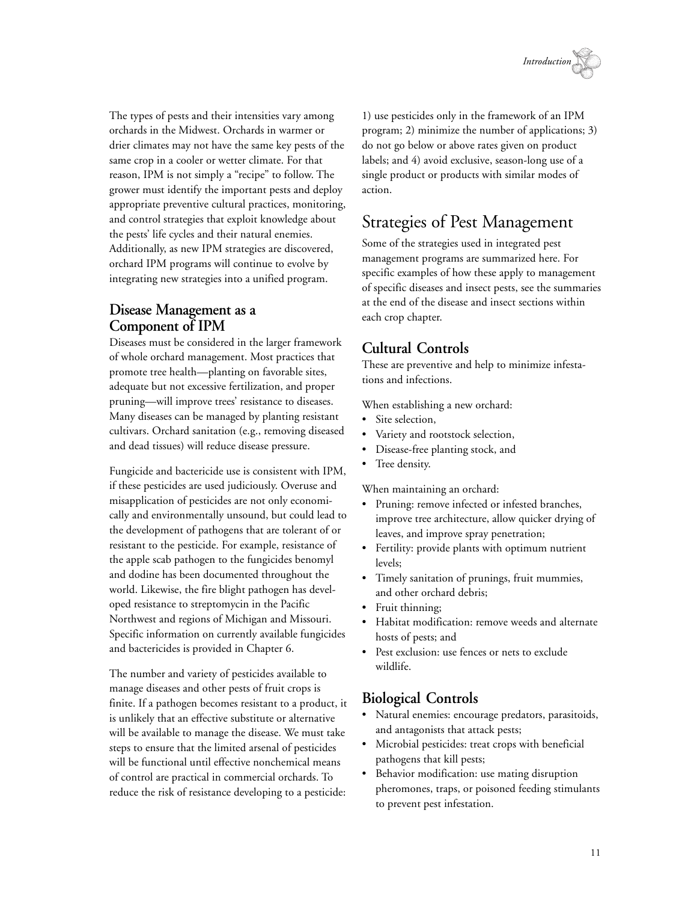The types of pests and their intensities vary among orchards in the Midwest. Orchards in warmer or drier climates may not have the same key pests of the same crop in a cooler or wetter climate. For that reason, IPM is not simply a "recipe" to follow. The grower must identify the important pests and deploy appropriate preventive cultural practices, monitoring, and control strategies that exploit knowledge about the pests' life cycles and their natural enemies. Additionally, as new IPM strategies are discovered, orchard IPM programs will continue to evolve by integrating new strategies into a unified program.

### Disease Management as a Component of IPM

Diseases must be considered in the larger framework of whole orchard management. Most practices that promote tree health—planting on favorable sites, adequate but not excessive fertilization, and proper pruning—will improve trees' resistance to diseases. Many diseases can be managed by planting resistant cultivars. Orchard sanitation (e.g., removing diseased and dead tissues) will reduce disease pressure.

Fungicide and bactericide use is consistent with IPM, if these pesticides are used judiciously. Overuse and misapplication of pesticides are not only economically and environmentally unsound, but could lead to the development of pathogens that are tolerant of or resistant to the pesticide. For example, resistance of the apple scab pathogen to the fungicides benomyl and dodine has been documented throughout the world. Likewise, the fire blight pathogen has developed resistance to streptomycin in the Pacific Northwest and regions of Michigan and Missouri. Specific information on currently available fungicides and bactericides is provided in Chapter 6.

The number and variety of pesticides available to manage diseases and other pests of fruit crops is finite. If a pathogen becomes resistant to a product, it is unlikely that an effective substitute or alternative will be available to manage the disease. We must take steps to ensure that the limited arsenal of pesticides will be functional until effective nonchemical means of control are practical in commercial orchards. To reduce the risk of resistance developing to a pesticide: 1) use pesticides only in the framework of an IPM program; 2) minimize the number of applications; 3) do not go below or above rates given on product labels; and 4) avoid exclusive, season-long use of a single product or products with similar modes of action.

## Strategies of Pest Management

Some of the strategies used in integrated pest management programs are summarized here. For specific examples of how these apply to management of specific diseases and insect pests, see the summaries at the end of the disease and insect sections within each crop chapter.

### Cultural Controls

These are preventive and help to minimize infestations and infections.

When establishing a new orchard:

- Site selection,
- Variety and rootstock selection,
- Disease-free planting stock, and
- Tree density.

When maintaining an orchard:

- Pruning: remove infected or infested branches, improve tree architecture, allow quicker drying of leaves, and improve spray penetration;
- Fertility: provide plants with optimum nutrient levels;
- Timely sanitation of prunings, fruit mummies, and other orchard debris;
- Fruit thinning;
- Habitat modification: remove weeds and alternate hosts of pests; and
- Pest exclusion: use fences or nets to exclude wildlife.

### Biological Controls

- Natural enemies: encourage predators, parasitoids, and antagonists that attack pests;
- Microbial pesticides: treat crops with beneficial pathogens that kill pests;
- Behavior modification: use mating disruption pheromones, traps, or poisoned feeding stimulants to prevent pest infestation.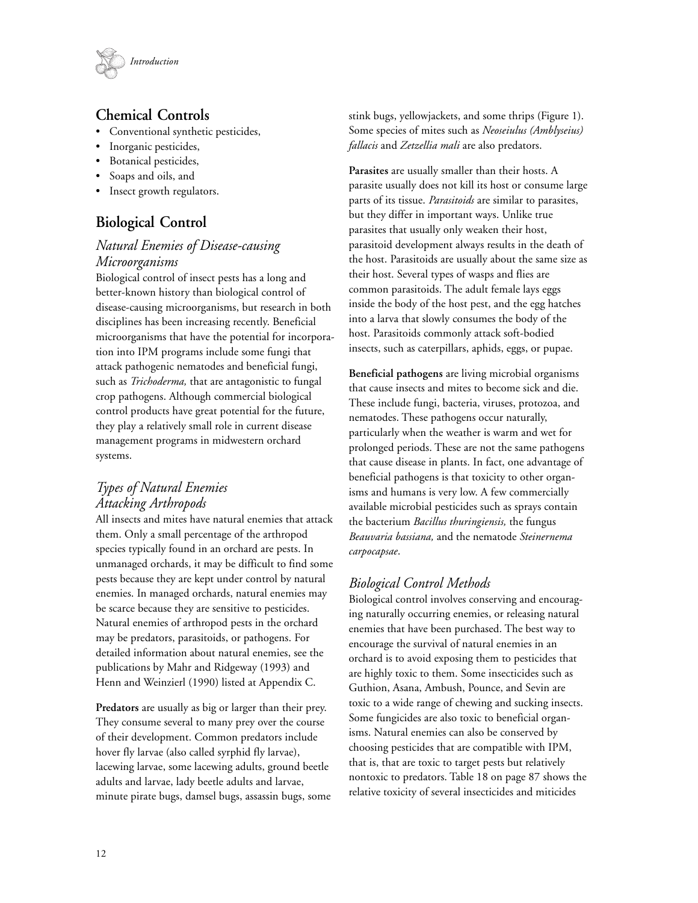## Chemical Controls

- Conventional synthetic pesticides,
- Inorganic pesticides,
- Botanical pesticides,
- Soaps and oils, and
- Insect growth regulators.

## Biological Control

### *Natural Enemies of Disease-causing Microorganisms*

Biological control of insect pests has a long and better-known history than biological control of disease-causing microorganisms, but research in both disciplines has been increasing recently. Beneficial microorganisms that have the potential for incorporation into IPM programs include some fungi that attack pathogenic nematodes and beneficial fungi, such as *Trichoderma,* that are antagonistic to fungal crop pathogens. Although commercial biological control products have great potential for the future, they play a relatively small role in current disease management programs in midwestern orchard systems.

### *Types of Natural Enemies Attacking Arthropods*

All insects and mites have natural enemies that attack them. Only a small percentage of the arthropod species typically found in an orchard are pests. In unmanaged orchards, it may be difficult to find some pests because they are kept under control by natural enemies. In managed orchards, natural enemies may be scarce because they are sensitive to pesticides. Natural enemies of arthropod pests in the orchard may be predators, parasitoids, or pathogens. For detailed information about natural enemies, see the publications by Mahr and Ridgeway (1993) and Henn and Weinzierl (1990) listed at Appendix C.

**Predators** are usually as big or larger than their prey. They consume several to many prey over the course of their development. Common predators include hover fly larvae (also called syrphid fly larvae), lacewing larvae, some lacewing adults, ground beetle adults and larvae, lady beetle adults and larvae, minute pirate bugs, damsel bugs, assassin bugs, some stink bugs, yellowjackets, and some thrips (Figure 1). Some species of mites such as *Neoseiulus (Amblyseius) fallacis* and *Zetzellia mali* are also predators.

**Parasites** are usually smaller than their hosts. A parasite usually does not kill its host or consume large parts of its tissue. *Parasitoids* are similar to parasites, but they differ in important ways. Unlike true parasites that usually only weaken their host, parasitoid development always results in the death of the host. Parasitoids are usually about the same size as their host. Several types of wasps and flies are common parasitoids. The adult female lays eggs inside the body of the host pest, and the egg hatches into a larva that slowly consumes the body of the host. Parasitoids commonly attack soft-bodied insects, such as caterpillars, aphids, eggs, or pupae.

**Beneficial pathogens** are living microbial organisms that cause insects and mites to become sick and die. These include fungi, bacteria, viruses, protozoa, and nematodes. These pathogens occur naturally, particularly when the weather is warm and wet for prolonged periods. These are not the same pathogens that cause disease in plants. In fact, one advantage of beneficial pathogens is that toxicity to other organisms and humans is very low. A few commercially available microbial pesticides such as sprays contain the bacterium *Bacillus thuringiensis,* the fungus *Beauvaria bassiana,* and the nematode *Steinernema carpocapsae*.

### *Biological Control Methods*

Biological control involves conserving and encouraging naturally occurring enemies, or releasing natural enemies that have been purchased. The best way to encourage the survival of natural enemies in an orchard is to avoid exposing them to pesticides that are highly toxic to them. Some insecticides such as Guthion, Asana, Ambush, Pounce, and Sevin are toxic to a wide range of chewing and sucking insects. Some fungicides are also toxic to beneficial organisms. Natural enemies can also be conserved by choosing pesticides that are compatible with IPM, that is, that are toxic to target pests but relatively nontoxic to predators. Table 18 on page 87 shows the relative toxicity of several insecticides and miticides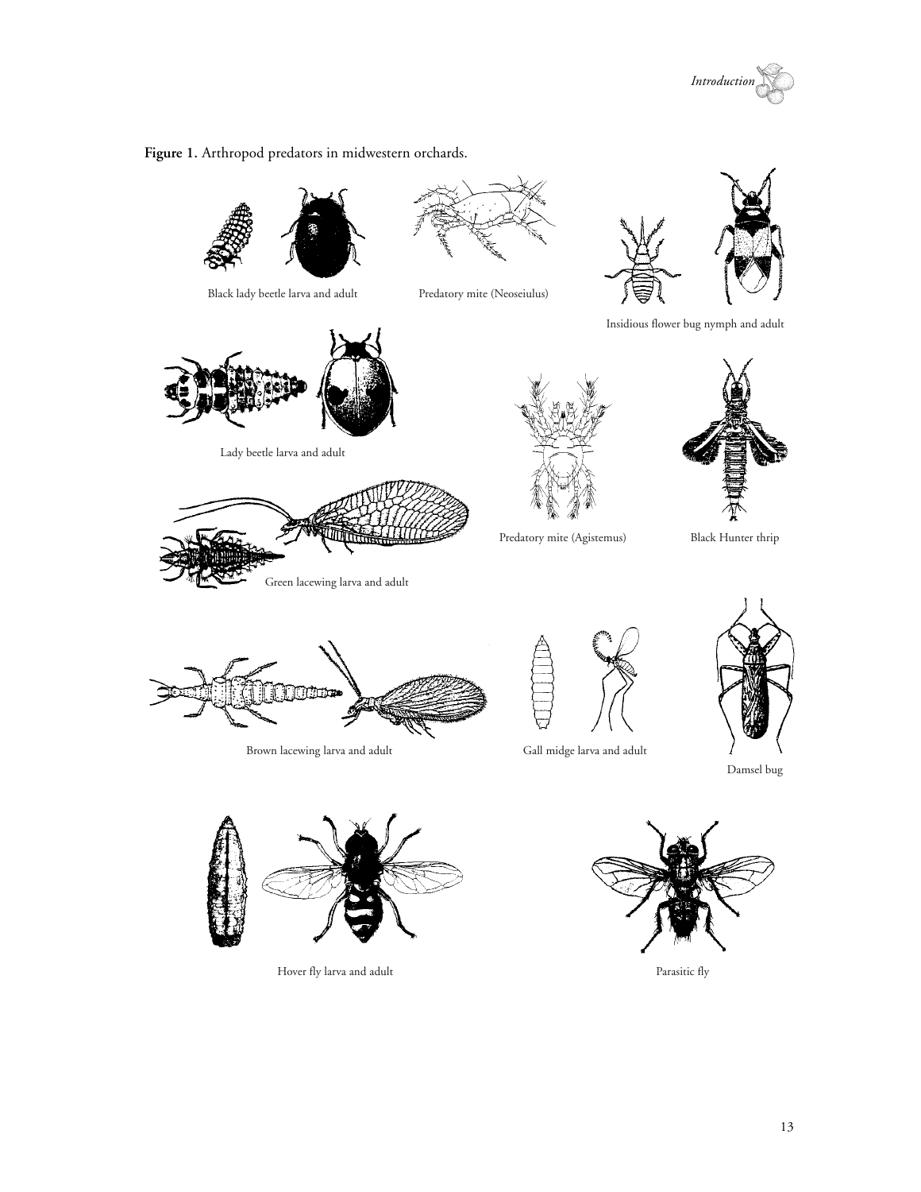**Figure 1.** Arthropod predators in midwestern orchards.

Black lady beetle larva and adult

Predatory mite (Neoseiulus)

Insidious flower bug nymph and adult

Lady beetle larva and adult

Predatory mite (Agistemus)

Black Hunter thrip

Green lacewing larva and adult

Brown lacewing larva and adult

Gall midge larva and adult

Damsel bug

Hover fly larva and adult

Parasitic fly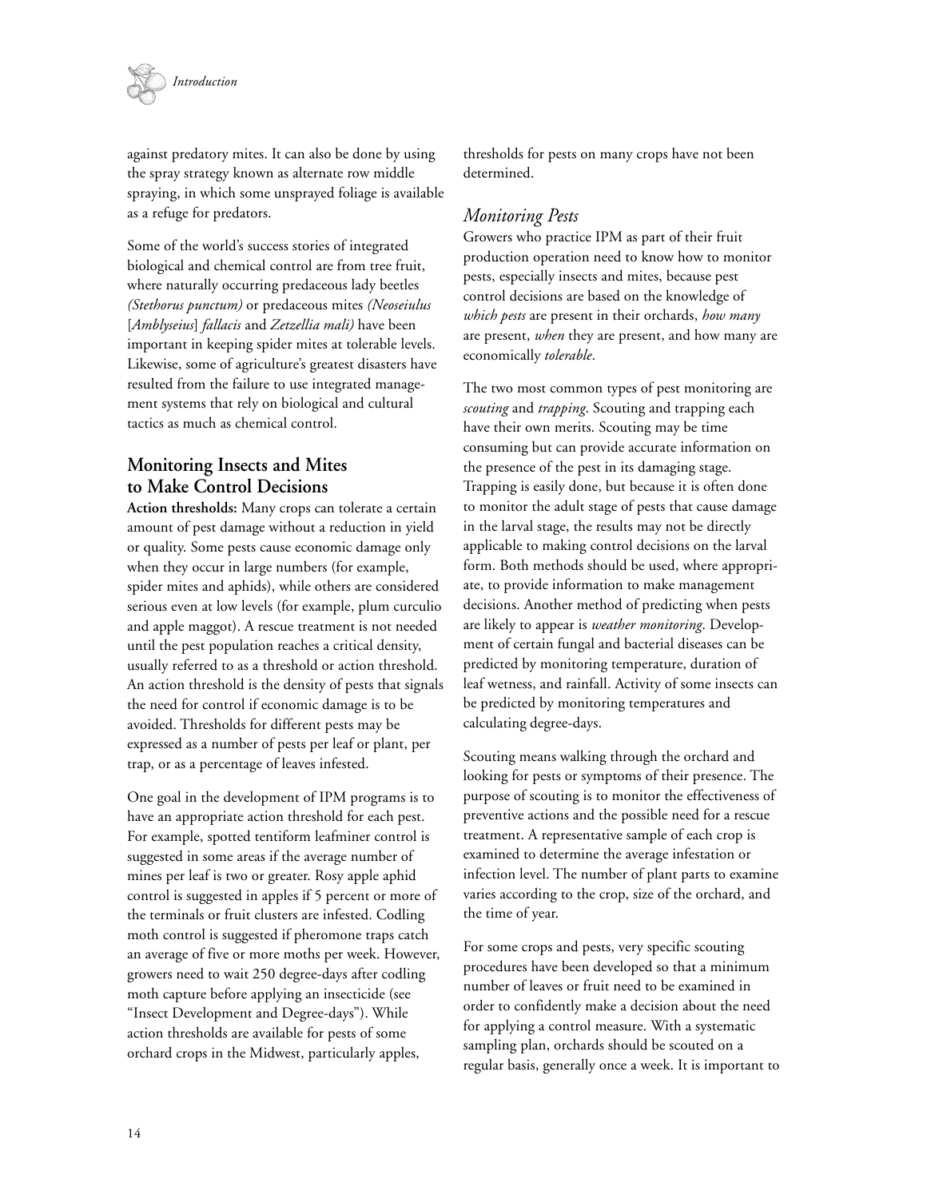against predatory mites. It can also be done by using the spray strategy known as alternate row middle spraying, in which some unsprayed foliage is available as a refuge for predators.

Some of the world's success stories of integrated biological and chemical control are from tree fruit, where naturally occurring predaceous lady beetles *(Stethorus punctum)* or predaceous mites *(Neoseiulus* [*Amblyseius*] *fallacis* and *Zetzellia mali)* have been important in keeping spider mites at tolerable levels. Likewise, some of agriculture's greatest disasters have resulted from the failure to use integrated management systems that rely on biological and cultural tactics as much as chemical control.

## Monitoring Insects and Mites to Make Control Decisions

**Action thresholds:** Many crops can tolerate a certain amount of pest damage without a reduction in yield or quality. Some pests cause economic damage only when they occur in large numbers (for example, spider mites and aphids), while others are considered serious even at low levels (for example, plum curculio and apple maggot). A rescue treatment is not needed until the pest population reaches a critical density, usually referred to as a threshold or action threshold. An action threshold is the density of pests that signals the need for control if economic damage is to be avoided. Thresholds for different pests may be expressed as a number of pests per leaf or plant, per trap, or as a percentage of leaves infested.

One goal in the development of IPM programs is to have an appropriate action threshold for each pest. For example, spotted tentiform leafminer control is suggested in some areas if the average number of mines per leaf is two or greater. Rosy apple aphid control is suggested in apples if 5 percent or more of the terminals or fruit clusters are infested. Codling moth control is suggested if pheromone traps catch an average of five or more moths per week. However, growers need to wait 250 degree-days after codling moth capture before applying an insecticide (see "Insect Development and Degree-days"). While action thresholds are available for pests of some orchard crops in the Midwest, particularly apples, thresholds for pests on many crops have not been determined.

### *Monitoring Pests*

Growers who practice IPM as part of their fruit production operation need to know how to monitor pests, especially insects and mites, because pest control decisions are based on the knowledge of *which pests* are present in their orchards, *how many* are present, *when* they are present, and how many are economically *tolerable*.

The two most common types of pest monitoring are *scouting* and *trapping*. Scouting and trapping each have their own merits. Scouting may be time consuming but can provide accurate information on the presence of the pest in its damaging stage. Trapping is easily done, but because it is often done to monitor the adult stage of pests that cause damage in the larval stage, the results may not be directly applicable to making control decisions on the larval form. Both methods should be used, where appropriate, to provide information to make management decisions. Another method of predicting when pests are likely to appear is *weather monitoring*. Development of certain fungal and bacterial diseases can be predicted by monitoring temperature, duration of leaf wetness, and rainfall. Activity of some insects can be predicted by monitoring temperatures and calculating degree-days.

Scouting means walking through the orchard and looking for pests or symptoms of their presence. The purpose of scouting is to monitor the effectiveness of preventive actions and the possible need for a rescue treatment. A representative sample of each crop is examined to determine the average infestation or infection level. The number of plant parts to examine varies according to the crop, size of the orchard, and the time of year.

For some crops and pests, very specific scouting procedures have been developed so that a minimum number of leaves or fruit need to be examined in order to confidently make a decision about the need for applying a control measure. With a systematic sampling plan, orchards should be scouted on a regular basis, generally once a week. It is important to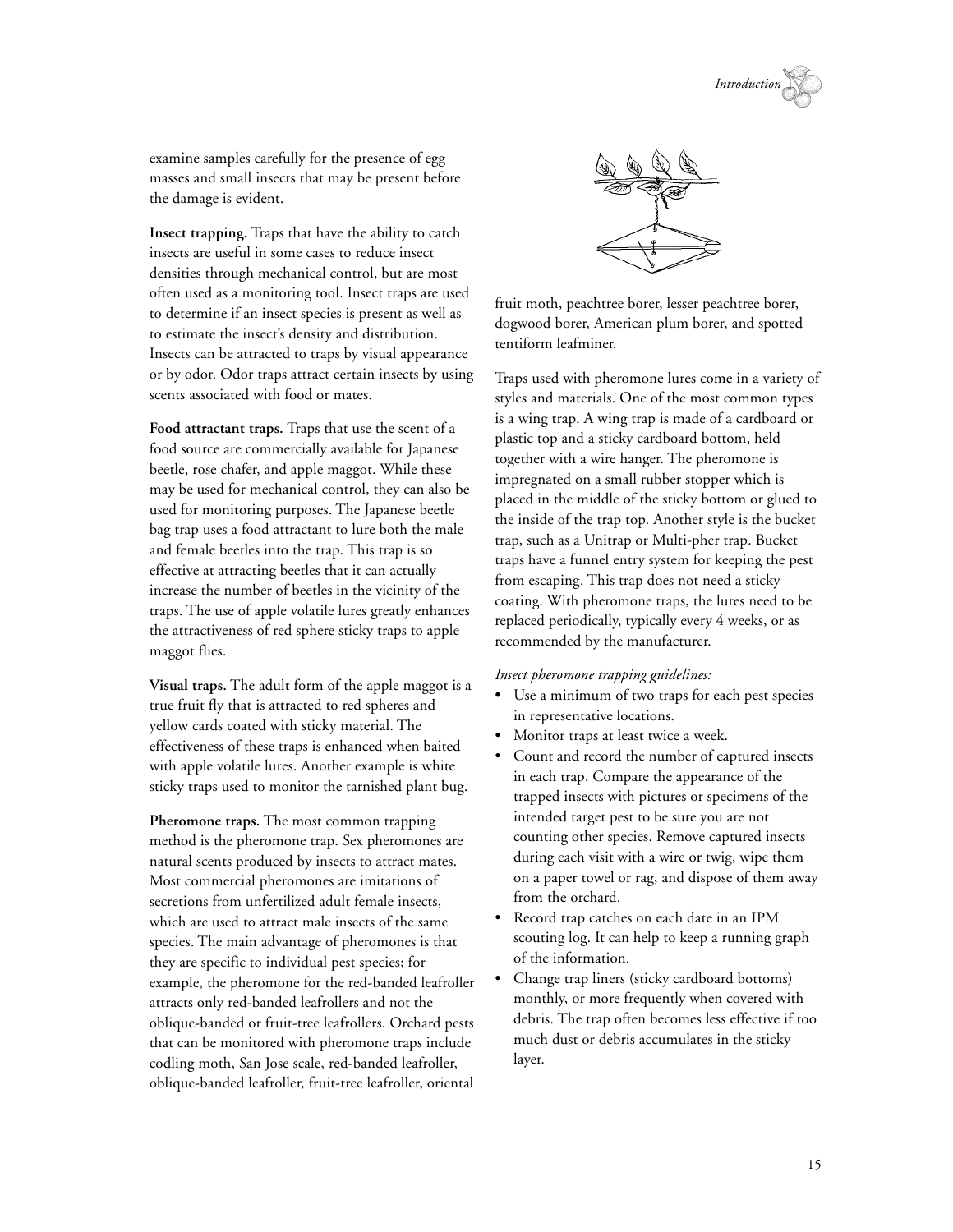examine samples carefully for the presence of egg masses and small insects that may be present before the damage is evident.

**Insect trapping.** Traps that have the ability to catch insects are useful in some cases to reduce insect densities through mechanical control, but are most often used as a monitoring tool. Insect traps are used to determine if an insect species is present as well as to estimate the insect's density and distribution. Insects can be attracted to traps by visual appearance or by odor. Odor traps attract certain insects by using scents associated with food or mates.

**Food attractant traps.** Traps that use the scent of a food source are commercially available for Japanese beetle, rose chafer, and apple maggot. While these may be used for mechanical control, they can also be used for monitoring purposes. The Japanese beetle bag trap uses a food attractant to lure both the male and female beetles into the trap. This trap is so effective at attracting beetles that it can actually increase the number of beetles in the vicinity of the traps. The use of apple volatile lures greatly enhances the attractiveness of red sphere sticky traps to apple maggot flies.

**Visual traps.** The adult form of the apple maggot is a true fruit fly that is attracted to red spheres and yellow cards coated with sticky material. The effectiveness of these traps is enhanced when baited with apple volatile lures. Another example is white sticky traps used to monitor the tarnished plant bug.

**Pheromone traps.** The most common trapping method is the pheromone trap. Sex pheromones are natural scents produced by insects to attract mates. Most commercial pheromones are imitations of secretions from unfertilized adult female insects, which are used to attract male insects of the same species. The main advantage of pheromones is that they are specific to individual pest species; for example, the pheromone for the red-banded leafroller attracts only red-banded leafrollers and not the oblique-banded or fruit-tree leafrollers. Orchard pests that can be monitored with pheromone traps include codling moth, San Jose scale, red-banded leafroller, oblique-banded leafroller, fruit-tree leafroller, oriental fruit moth, peachtree borer, lesser peachtree borer, dogwood borer, American plum borer, and spotted tentiform leafminer.

Traps used with pheromone lures come in a variety of styles and materials. One of the most common types is a wing trap. A wing trap is made of a cardboard or plastic top and a sticky cardboard bottom, held together with a wire hanger. The pheromone is impregnated on a small rubber stopper which is placed in the middle of the sticky bottom or glued to the inside of the trap top. Another style is the bucket trap, such as a Unitrap or Multi-pher trap. Bucket traps have a funnel entry system for keeping the pest from escaping. This trap does not need a sticky coating. With pheromone traps, the lures need to be replaced periodically, typically every 4 weeks, or as recommended by the manufacturer.

*Insect pheromone trapping guidelines:*

- Use a minimum of two traps for each pest species in representative locations.
- Monitor traps at least twice a week.
- Count and record the number of captured insects in each trap. Compare the appearance of the trapped insects with pictures or specimens of the intended target pest to be sure you are not counting other species. Remove captured insects during each visit with a wire or twig, wipe them on a paper towel or rag, and dispose of them away from the orchard.
- Record trap catches on each date in an IPM scouting log. It can help to keep a running graph of the information.
- Change trap liners (sticky cardboard bottoms) monthly, or more frequently when covered with debris. The trap often becomes less effective if too much dust or debris accumulates in the sticky layer.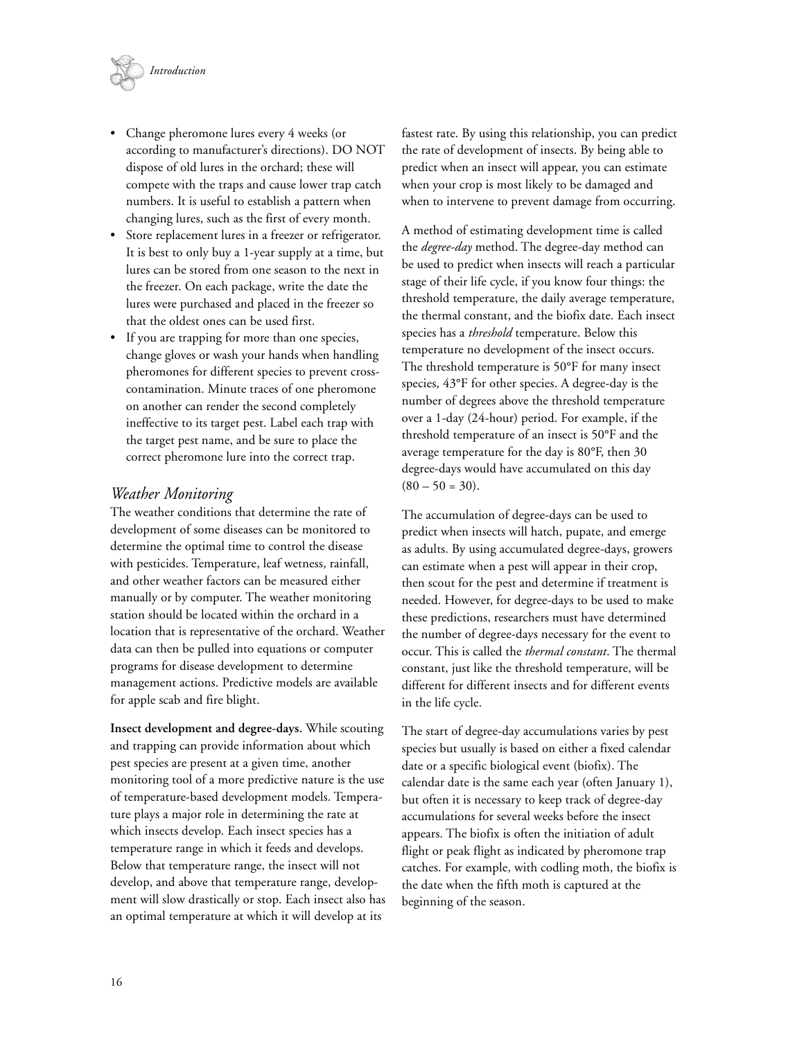- Change pheromone lures every 4 weeks (or according to manufacturer's directions). DO NOT dispose of old lures in the orchard; these will compete with the traps and cause lower trap catch numbers. It is useful to establish a pattern when changing lures, such as the first of every month.
- Store replacement lures in a freezer or refrigerator. It is best to only buy a 1-year supply at a time, but lures can be stored from one season to the next in the freezer. On each package, write the date the lures were purchased and placed in the freezer so that the oldest ones can be used first.
- If you are trapping for more than one species, change gloves or wash your hands when handling pheromones for different species to prevent cross-contamination. Minute traces of one pheromone on another can render the second completely ineffective to its target pest. Label each trap with the target pest name, and be sure to place the correct pheromone lure into the correct trap.

## *Weather Monitoring*

The weather conditions that determine the rate of development of some diseases can be monitored to determine the optimal time to control the disease with pesticides. Temperature, leaf wetness, rainfall, and other weather factors can be measured either manually or by computer. The weather monitoring station should be located within the orchard in a location that is representative of the orchard. Weather data can then be pulled into equations or computer programs for disease development to determine management actions. Predictive models are available for apple scab and fire blight.

**Insect development and degree-days.** While scouting and trapping can provide information about which pest species are present at a given time, another monitoring tool of a more predictive nature is the use of temperature-based development models. Temperature plays a major role in determining the rate at which insects develop. Each insect species has a temperature range in which it feeds and develops. Below that temperature range, the insect will not develop, and above that temperature range, development will slow drastically or stop. Each insect also has an optimal temperature at which it will develop at its fastest rate. By using this relationship, you can predict the rate of development of insects. By being able to predict when an insect will appear, you can estimate when your crop is most likely to be damaged and when to intervene to prevent damage from occurring.

A method of estimating development time is called the *degree-day* method. The degree-day method can be used to predict when insects will reach a particular stage of their life cycle, if you know four things: the threshold temperature, the daily average temperature, the thermal constant, and the biofix date. Each insect species has a *threshold* temperature. Below this temperature no development of the insect occurs. The threshold temperature is 50°F for many insect species, 43°F for other species. A degree-day is the number of degrees above the threshold temperature over a 1-day (24-hour) period. For example, if the threshold temperature of an insect is 50°F and the average temperature for the day is 80°F, then 30 degree-days would have accumulated on this day $(80 – 50 = 30)$.

The accumulation of degree-days can be used to predict when insects will hatch, pupate, and emerge as adults. By using accumulated degree-days, growers can estimate when a pest will appear in their crop, then scout for the pest and determine if treatment is needed. However, for degree-days to be used to make these predictions, researchers must have determined the number of degree-days necessary for the event to occur. This is called the *thermal constant*. The thermal constant, just like the threshold temperature, will be different for different insects and for different events in the life cycle.

The start of degree-day accumulations varies by pest species but usually is based on either a fixed calendar date or a specific biological event (biofix). The calendar date is the same each year (often January 1), but often it is necessary to keep track of degree-day accumulations for several weeks before the insect appears. The biofix is often the initiation of adult flight or peak flight as indicated by pheromone trap catches. For example, with codling moth, the biofix is the date when the fifth moth is captured at the beginning of the season.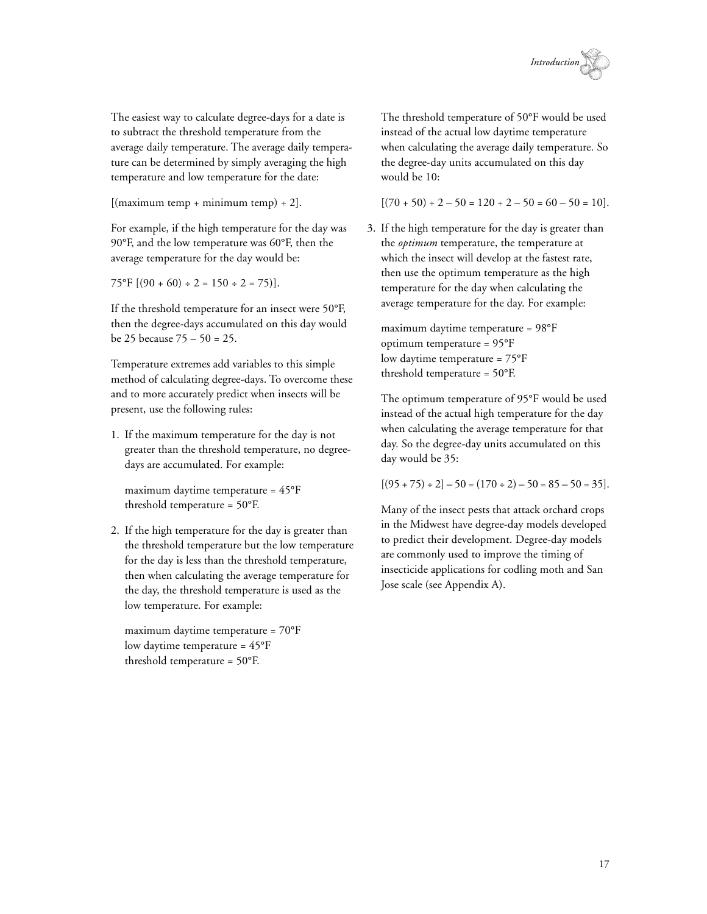The easiest way to calculate degree-days for a date is to subtract the threshold temperature from the average daily temperature. The average daily temperature can be determined by simply averaging the high temperature and low temperature for the date:

[(maximum temp + minimum temp) ÷ 2].

For example, if the high temperature for the day was 90°F, and the low temperature was 60°F, then the average temperature for the day would be:

75°F [(90 + 60) ÷ 2 = 150 ÷ 2 = 75)].

If the threshold temperature for an insect were 50°F, then the degree-days accumulated on this day would be 25 because 75 – 50 = 25.

Temperature extremes add variables to this simple method of calculating degree-days. To overcome these and to more accurately predict when insects will be present, use the following rules:

1. If the maximum temperature for the day is not greater than the threshold temperature, no degree-days are accumulated. For example:

   maximum daytime temperature = 45°F
   threshold temperature = 50°F.

2. If the high temperature for the day is greater than the threshold temperature but the low temperature for the day is less than the threshold temperature, then when calculating the average temperature for the day, the threshold temperature is used as the low temperature. For example:

   maximum daytime temperature = 70°F
   low daytime temperature = 45°F
   threshold temperature = 50°F.

   The threshold temperature of 50°F would be used instead of the actual low daytime temperature when calculating the average daily temperature. So the degree-day units accumulated on this day would be 10:

   [(70 + 50) ÷ 2 – 50 = 120 ÷ 2 – 50 = 60 – 50 = 10].

3. If the high temperature for the day is greater than the *optimum* temperature, the temperature at which the insect will develop at the fastest rate, then use the optimum temperature as the high temperature for the day when calculating the average temperature for the day. For example:

   maximum daytime temperature = 98°F
   optimum temperature = 95°F
   low daytime temperature = 75°F
   threshold temperature = 50°F.

   The optimum temperature of 95°F would be used instead of the actual high temperature for the day when calculating the average temperature for that day. So the degree-day units accumulated on this day would be 35:

   [(95 + 75) ÷ 2] – 50 = (170 ÷ 2) – 50 = 85 – 50 = 35].

Many of the insect pests that attack orchard crops in the Midwest have degree-day models developed to predict their development. Degree-day models are commonly used to improve the timing of insecticide applications for codling moth and San Jose scale (see Appendix A).